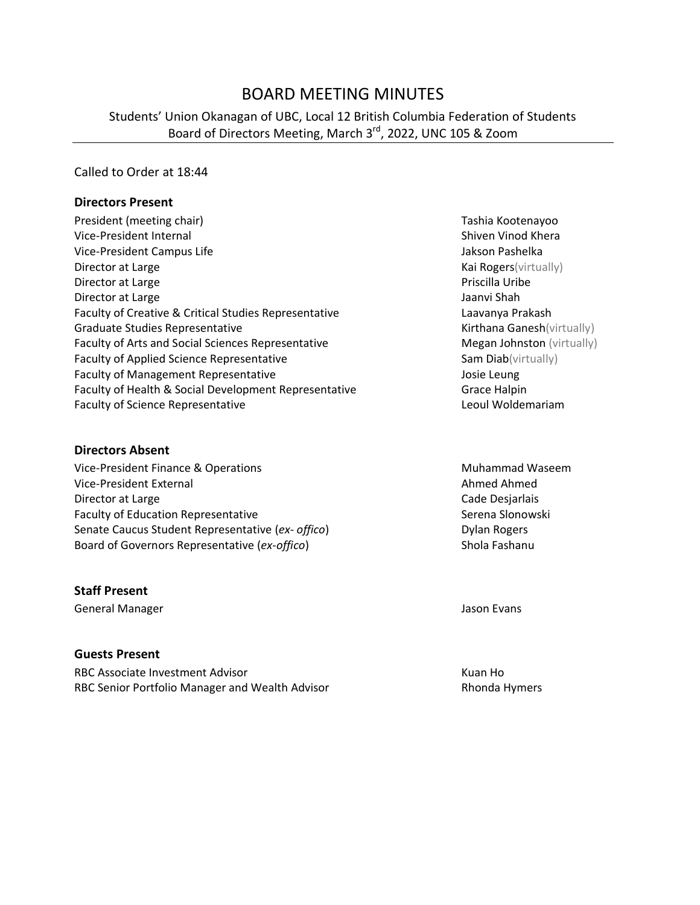# BOARD MEETING MINUTES

Students' Union Okanagan of UBC, Local 12 British Columbia Federation of Students
Board of Directors Meeting, March 3rd, 2022, UNC 105 & Zoom

Called to Order at 18:44

### Directors Present

| | |
|---|---|
| President (meeting chair) | Tashia Kootenayoo |
| Vice-President Internal | Shiven Vinod Khera |
| Vice-President Campus Life | Jakson Pashelka |
| Director at Large | Kai Rogers (virtually) |
| Director at Large | Priscilla Uribe |
| Director at Large | Jaanvi Shah |
| Faculty of Creative & Critical Studies Representative | Laavanya Prakash |
| Graduate Studies Representative | Kirthana Ganesh (virtually) |
| Faculty of Arts and Social Sciences Representative | Megan Johnston (virtually) |
| Faculty of Applied Science Representative | Sam Diab (virtually) |
| Faculty of Management Representative | Josie Leung |
| Faculty of Health & Social Development Representative | Grace Halpin |
| Faculty of Science Representative | Leoul Woldemariam |

### Directors Absent

| | |
|---|---|
| Vice-President Finance & Operations | Muhammad Waseem |
| Vice-President External | Ahmed Ahmed |
| Director at Large | Cade Desjarlais |
| Faculty of Education Representative | Serena Slonowski |
| Senate Caucus Student Representative (*ex- offico*) | Dylan Rogers |
| Board of Governors Representative (*ex-offico*) | Shola Fashanu |

### Staff Present

| | |
|---|---|
| General Manager | Jason Evans |

### Guests Present

| | |
|---|---|
| RBC Associate Investment Advisor | Kuan Ho |
| RBC Senior Portfolio Manager and Wealth Advisor | Rhonda Hymers |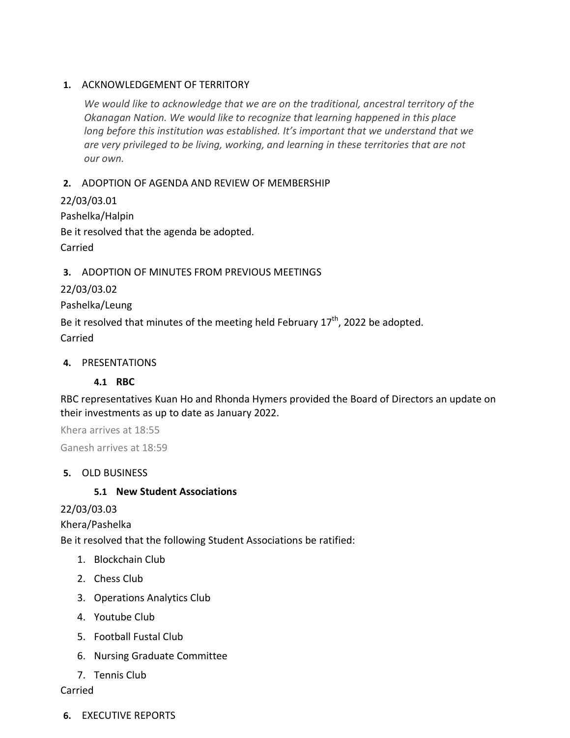## 1. ACKNOWLEDGEMENT OF TERRITORY

*We would like to acknowledge that we are on the traditional, ancestral territory of the Okanagan Nation. We would like to recognize that learning happened in this place long before this institution was established. It's important that we understand that we are very privileged to be living, working, and learning in these territories that are not our own.*

## 2. ADOPTION OF AGENDA AND REVIEW OF MEMBERSHIP

22/03/03.01

Pashelka/Halpin

Be it resolved that the agenda be adopted.

Carried

## 3. ADOPTION OF MINUTES FROM PREVIOUS MEETINGS

22/03/03.02

Pashelka/Leung

Be it resolved that minutes of the meeting held February 17th, 2022 be adopted.

Carried

## 4. PRESENTATIONS

### 4.1 RBC

RBC representatives Kuan Ho and Rhonda Hymers provided the Board of Directors an update on their investments as up to date as January 2022.

Khera arrives at 18:55

Ganesh arrives at 18:59

## 5. OLD BUSINESS

### 5.1 New Student Associations

22/03/03.03

Khera/Pashelka

Be it resolved that the following Student Associations be ratified:

1. Blockchain Club
2. Chess Club
3. Operations Analytics Club
4. Youtube Club
5. Football Fustal Club
6. Nursing Graduate Committee
7. Tennis Club

Carried

## 6. EXECUTIVE REPORTS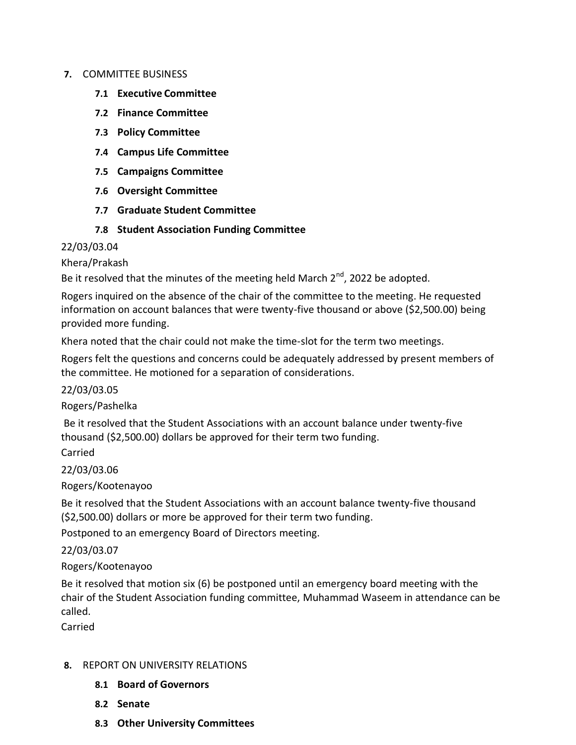**7.** COMMITTEE BUSINESS

**7.1 Executive Committee**

**7.2 Finance Committee**

**7.3 Policy Committee**

**7.4 Campus Life Committee**

**7.5 Campaigns Committee**

**7.6 Oversight Committee**

**7.7 Graduate Student Committee**

**7.8 Student Association Funding Committee**

22/03/03.04

Khera/Prakash

Be it resolved that the minutes of the meeting held March 2nd, 2022 be adopted.

Rogers inquired on the absence of the chair of the committee to the meeting. He requested information on account balances that were twenty-five thousand or above ($2,500.00) being provided more funding.

Khera noted that the chair could not make the time-slot for the term two meetings.

Rogers felt the questions and concerns could be adequately addressed by present members of the committee. He motioned for a separation of considerations.

22/03/03.05

Rogers/Pashelka

Be it resolved that the Student Associations with an account balance under twenty-five thousand ($2,500.00) dollars be approved for their term two funding.

Carried

22/03/03.06

Rogers/Kootenayoo

Be it resolved that the Student Associations with an account balance twenty-five thousand ($2,500.00) dollars or more be approved for their term two funding.

Postponed to an emergency Board of Directors meeting.

22/03/03.07

Rogers/Kootenayoo

Be it resolved that motion six (6) be postponed until an emergency board meeting with the chair of the Student Association funding committee, Muhammad Waseem in attendance can be called.

Carried

**8.** REPORT ON UNIVERSITY RELATIONS

**8.1 Board of Governors**

**8.2 Senate**

**8.3 Other University Committees**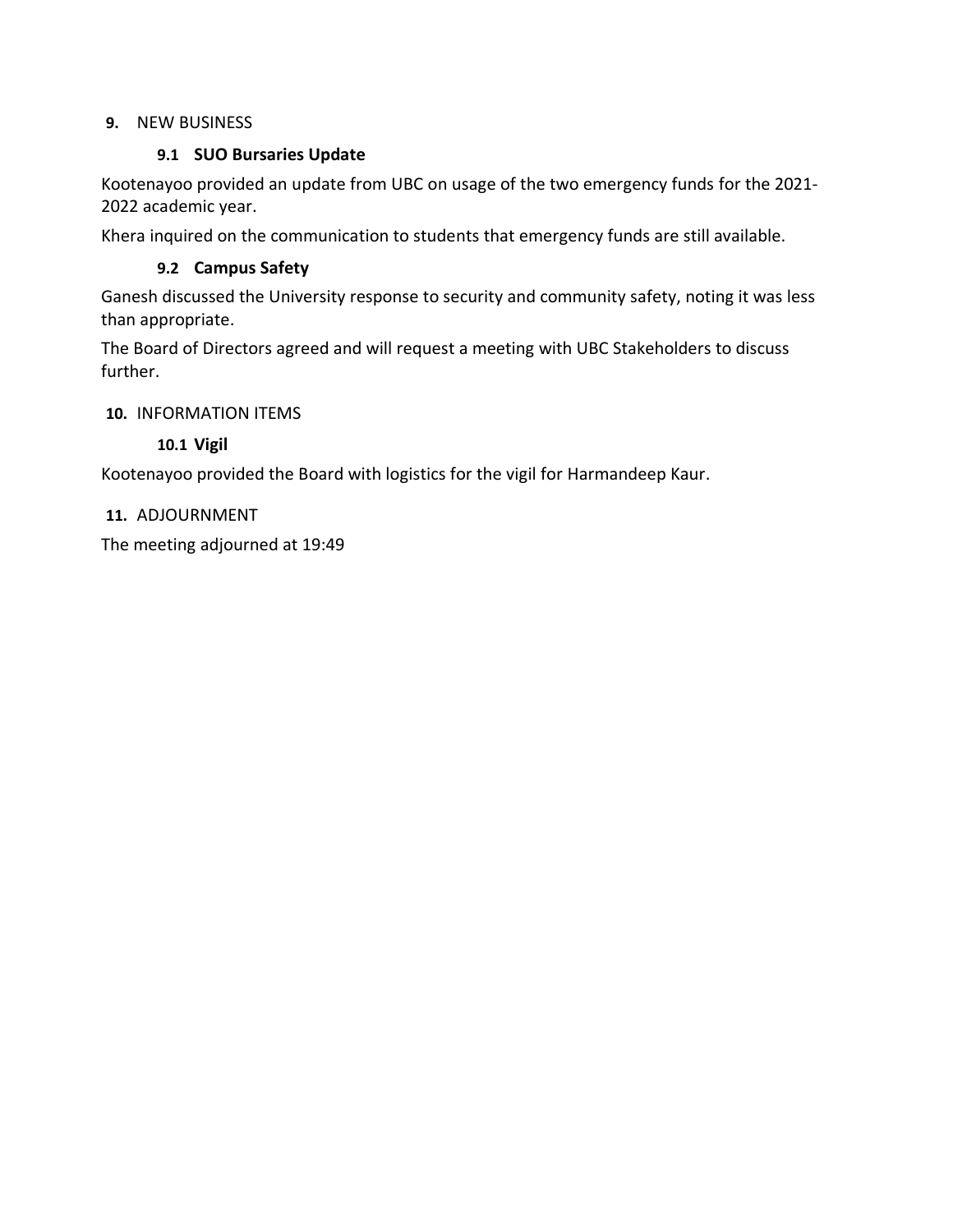## 9. NEW BUSINESS

### 9.1 SUO Bursaries Update

Kootenayoo provided an update from UBC on usage of the two emergency funds for the 2021-2022 academic year.

Khera inquired on the communication to students that emergency funds are still available.

### 9.2 Campus Safety

Ganesh discussed the University response to security and community safety, noting it was less than appropriate.

The Board of Directors agreed and will request a meeting with UBC Stakeholders to discuss further.

## 10. INFORMATION ITEMS

### 10.1 Vigil

Kootenayoo provided the Board with logistics for the vigil for Harmandeep Kaur.

## 11. ADJOURNMENT

The meeting adjourned at 19:49